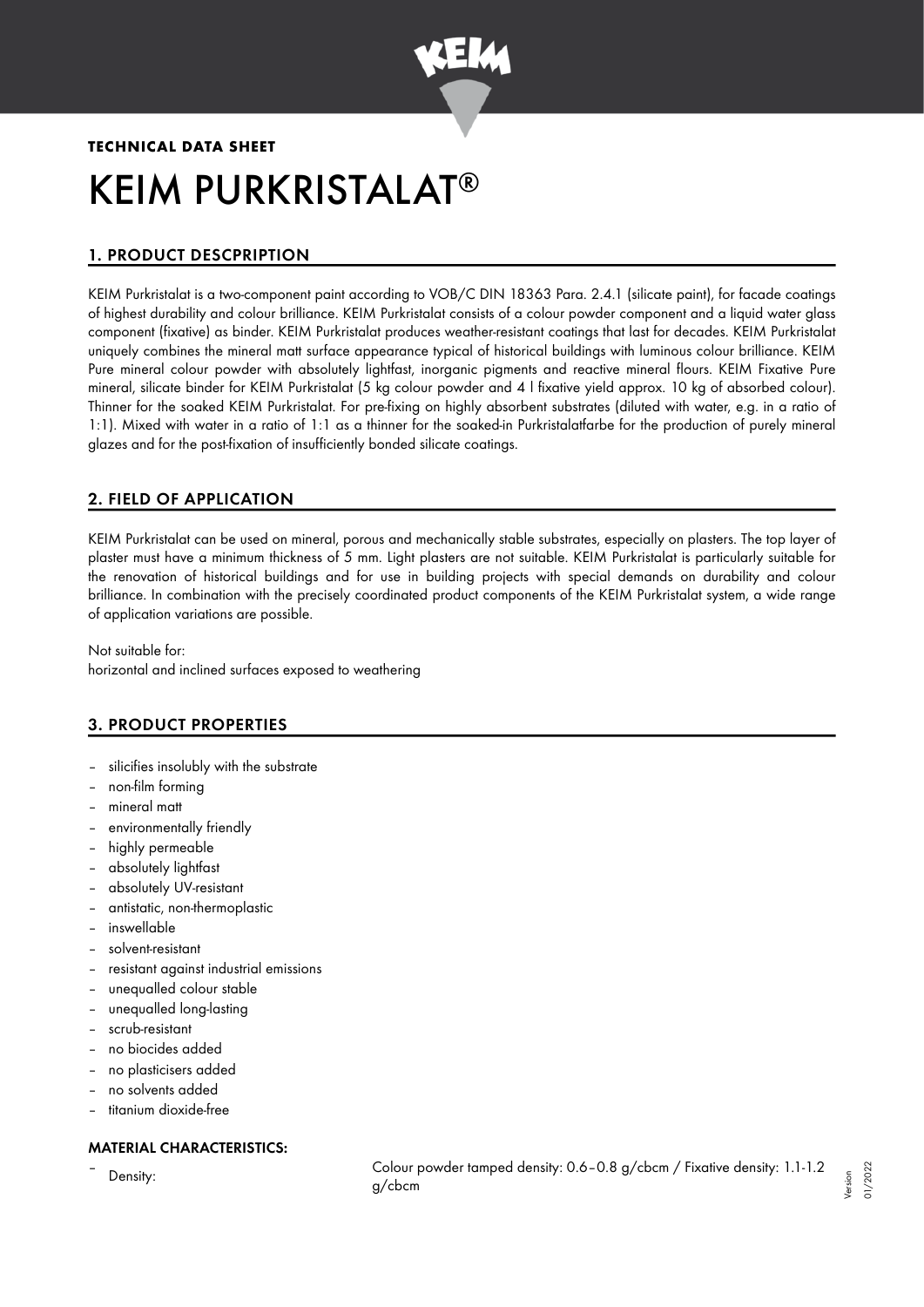**TECHNICAL DATA SHEET**

# KEIM PURKRISTALAT®

## 1. PRODUCT DESCPRIPTION

KEIM Purkristalat is a two-component paint according to VOB/C DIN 18363 Para. 2.4.1 (silicate paint), for facade coatings of highest durability and colour brilliance. KEIM Purkristalat consists of a colour powder component and a liquid water glass component (fixative) as binder. KEIM Purkristalat produces weather-resistant coatings that last for decades. KEIM Purkristalat uniquely combines the mineral matt surface appearance typical of historical buildings with luminous colour brilliance. KEIM Pure mineral colour powder with absolutely lightfast, inorganic pigments and reactive mineral flours. KEIM Fixative Pure mineral, silicate binder for KEIM Purkristalat (5 kg colour powder and 4 l fixative yield approx. 10 kg of absorbed colour). Thinner for the soaked KEIM Purkristalat. For pre-fixing on highly absorbent substrates (diluted with water, e.g. in a ratio of 1:1). Mixed with water in a ratio of 1:1 as a thinner for the soaked-in Purkristalatfarbe for the production of purely mineral glazes and for the post-fixation of insufficiently bonded silicate coatings.

## 2. FIELD OF APPLICATION

KEIM Purkristalat can be used on mineral, porous and mechanically stable substrates, especially on plasters. The top layer of plaster must have a minimum thickness of 5 mm. Light plasters are not suitable. KEIM Purkristalat is particularly suitable for the renovation of historical buildings and for use in building projects with special demands on durability and colour brilliance. In combination with the precisely coordinated product components of the KEIM Purkristalat system, a wide range of application variations are possible.

Not suitable for:
horizontal and inclined surfaces exposed to weathering

## 3. PRODUCT PROPERTIES

- silicifies insolubly with the substrate
- non-film forming
- mineral matt
- environmentally friendly
- highly permeable
- absolutely lightfast
- absolutely UV-resistant
- antistatic, non-thermoplastic
- inswellable
- solvent-resistant
- resistant against industrial emissions
- unequalled colour stable
- unequalled long-lasting
- scrub-resistant
- no biocides added
- no plasticisers added
- no solvents added
- titanium dioxide-free

### MATERIAL CHARACTERISTICS:

- Density: Colour powder tamped density: 0.6 – 0.8 g/cbcm / Fixative density: 1.1-1.2 g/cbcm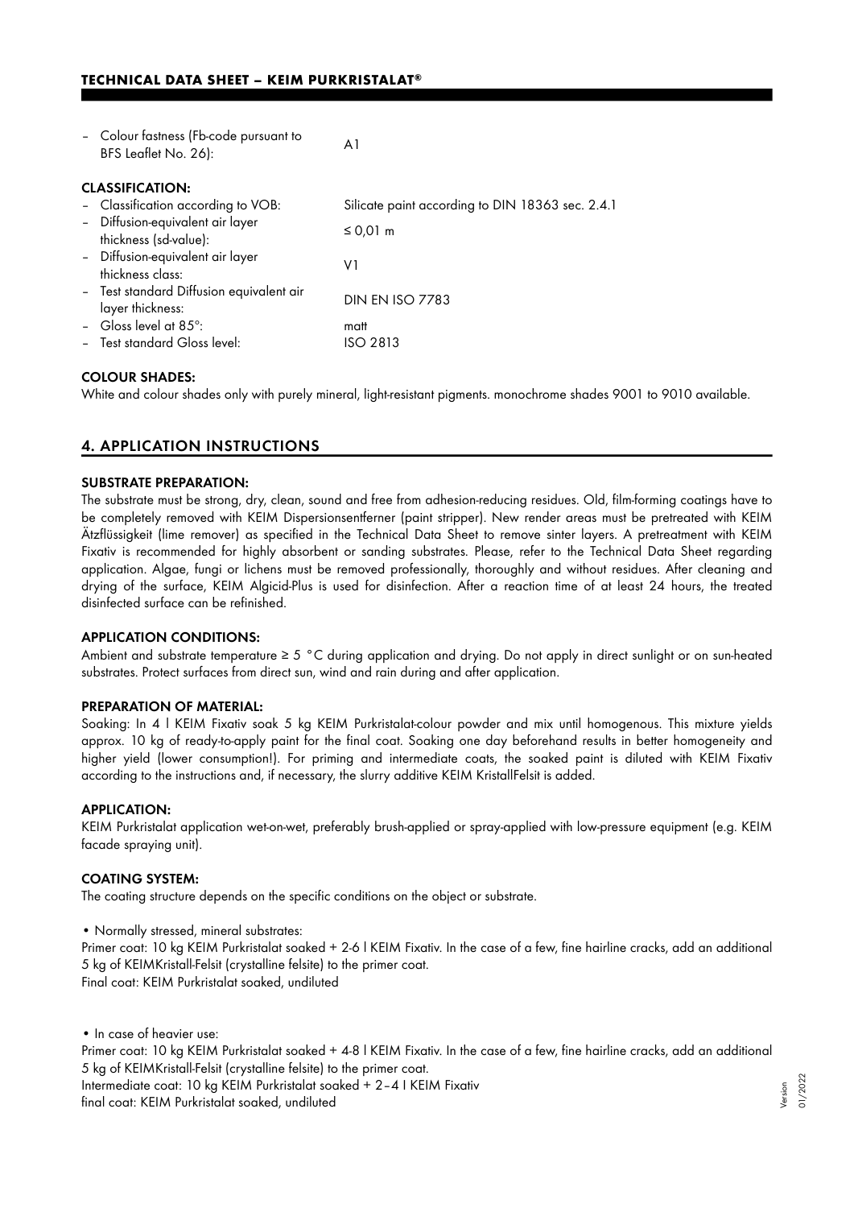- Colour fastness (Fb-code pursuant to BFS Leaflet No. 26): A1

**CLASSIFICATION:**

- Classification according to VOB: Silicate paint according to DIN 18363 sec. 2.4.1
- Diffusion-equivalent air layer thickness (sd-value): ≤ 0,01 m
- Diffusion-equivalent air layer thickness class: V1
- Test standard Diffusion equivalent air layer thickness: DIN EN ISO 7783
- Gloss level at 85°: matt
- Test standard Gloss level: ISO 2813

**COLOUR SHADES:**

White and colour shades only with purely mineral, light-resistant pigments. monochrome shades 9001 to 9010 available.

## 4. APPLICATION INSTRUCTIONS

**SUBSTRATE PREPARATION:**

The substrate must be strong, dry, clean, sound and free from adhesion-reducing residues. Old, film-forming coatings have to be completely removed with KEIM Dispersionsentferner (paint stripper). New render areas must be pretreated with KEIM Ätzflüssigkeit (lime remover) as specified in the Technical Data Sheet to remove sinter layers. A pretreatment with KEIM Fixativ is recommended for highly absorbent or sanding substrates. Please, refer to the Technical Data Sheet regarding application. Algae, fungi or lichens must be removed professionally, thoroughly and without residues. After cleaning and drying of the surface, KEIM Algicid-Plus is used for disinfection. After a reaction time of at least 24 hours, the treated disinfected surface can be refinished.

**APPLICATION CONDITIONS:**

Ambient and substrate temperature ≥ 5 °C during application and drying. Do not apply in direct sunlight or on sun-heated substrates. Protect surfaces from direct sun, wind and rain during and after application.

**PREPARATION OF MATERIAL:**

Soaking: In 4 l KEIM Fixativ soak 5 kg KEIM Purkristalat-colour powder and mix until homogenous. This mixture yields approx. 10 kg of ready-to-apply paint for the final coat. Soaking one day beforehand results in better homogeneity and higher yield (lower consumption!). For priming and intermediate coats, the soaked paint is diluted with KEIM Fixativ according to the instructions and, if necessary, the slurry additive KEIM KristallFelsit is added.

**APPLICATION:**

KEIM Purkristalat application wet-on-wet, preferably brush-applied or spray-applied with low-pressure equipment (e.g. KEIM facade spraying unit).

**COATING SYSTEM:**

The coating structure depends on the specific conditions on the object or substrate.

• Normally stressed, mineral substrates:
Primer coat: 10 kg KEIM Purkristalat soaked + 2-6 l KEIM Fixativ. In the case of a few, fine hairline cracks, add an additional 5 kg of KEIMKristall-Felsit (crystalline felsite) to the primer coat.
Final coat: KEIM Purkristalat soaked, undiluted

• In case of heavier use:
Primer coat: 10 kg KEIM Purkristalat soaked + 4-8 l KEIM Fixativ. In the case of a few, fine hairline cracks, add an additional 5 kg of KEIMKristall-Felsit (crystalline felsite) to the primer coat.
Intermediate coat: 10 kg KEIM Purkristalat soaked + 2–4 l KEIM Fixativ
final coat: KEIM Purkristalat soaked, undiluted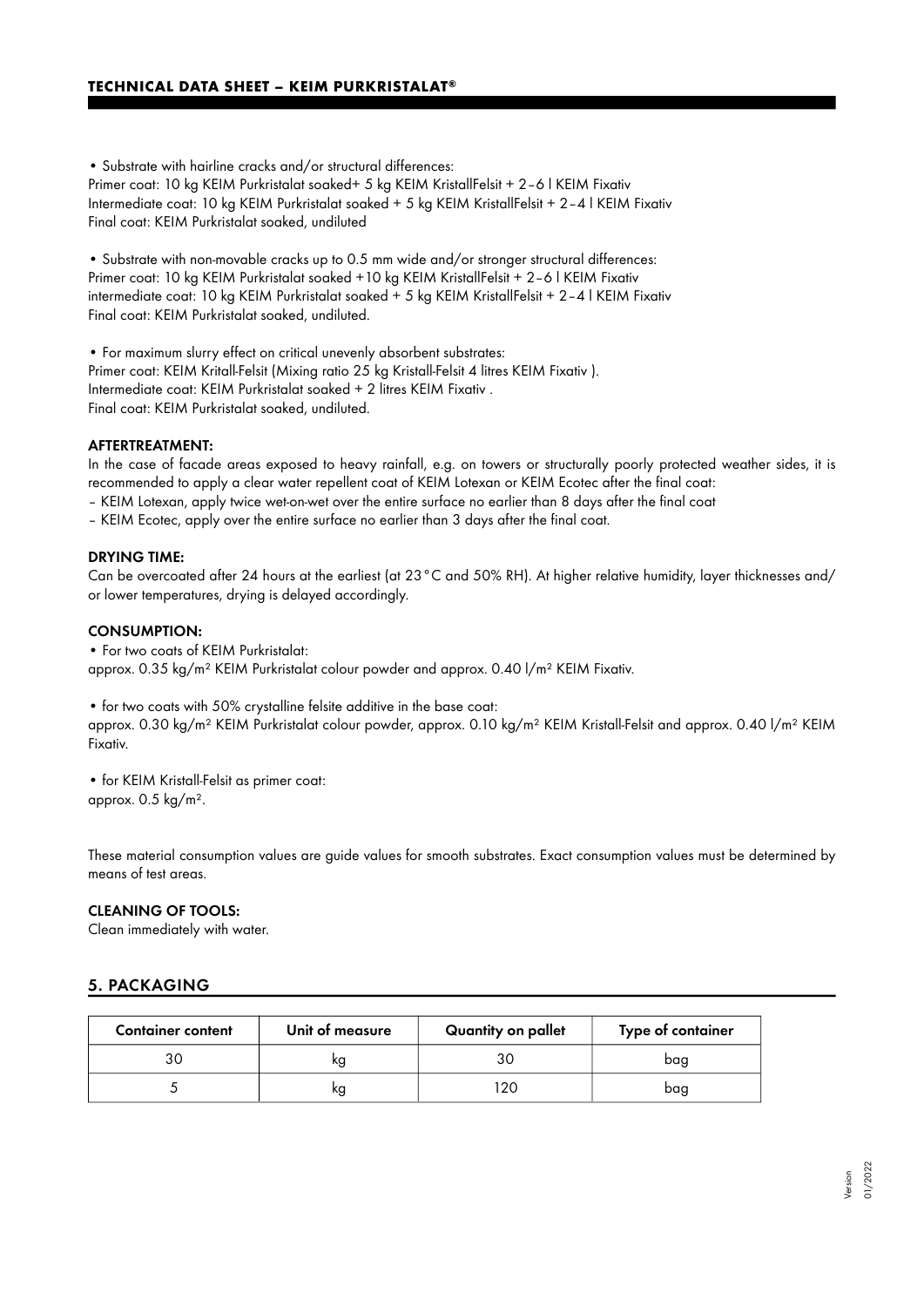• Substrate with hairline cracks and/or structural differences:
Primer coat: 10 kg KEIM Purkristalat soaked+ 5 kg KEIM KristallFelsit + 2–6 l KEIM Fixativ
Intermediate coat: 10 kg KEIM Purkristalat soaked + 5 kg KEIM KristallFelsit + 2–4 l KEIM Fixativ
Final coat: KEIM Purkristalat soaked, undiluted

• Substrate with non-movable cracks up to 0.5 mm wide and/or stronger structural differences:
Primer coat: 10 kg KEIM Purkristalat soaked +10 kg KEIM KristallFelsit + 2–6 l KEIM Fixativ
intermediate coat: 10 kg KEIM Purkristalat soaked + 5 kg KEIM KristallFelsit + 2–4 l KEIM Fixativ
Final coat: KEIM Purkristalat soaked, undiluted.

• For maximum slurry effect on critical unevenly absorbent substrates:
Primer coat: KEIM Kritall-Felsit (Mixing ratio 25 kg Kristall-Felsit 4 litres KEIM Fixativ ).
Intermediate coat: KEIM Purkristalat soaked + 2 litres KEIM Fixativ .
Final coat: KEIM Purkristalat soaked, undiluted.

**AFTERTREATMENT:**
In the case of facade areas exposed to heavy rainfall, e.g. on towers or structurally poorly protected weather sides, it is recommended to apply a clear water repellent coat of KEIM Lotexan or KEIM Ecotec after the final coat:
– KEIM Lotexan, apply twice wet-on-wet over the entire surface no earlier than 8 days after the final coat
– KEIM Ecotec, apply over the entire surface no earlier than 3 days after the final coat.

**DRYING TIME:**
Can be overcoated after 24 hours at the earliest (at 23 °C and 50% RH). At higher relative humidity, layer thicknesses and/or lower temperatures, drying is delayed accordingly.

**CONSUMPTION:**
• For two coats of KEIM Purkristalat:
approx. 0.35 kg/m² KEIM Purkristalat colour powder and approx. 0.40 l/m² KEIM Fixativ.

• for two coats with 50% crystalline felsite additive in the base coat:
approx. 0.30 kg/m² KEIM Purkristalat colour powder, approx. 0.10 kg/m² KEIM Kristall-Felsit and approx. 0.40 l/m² KEIM Fixativ.

• for KEIM Kristall-Felsit as primer coat:
approx. 0.5 kg/m².

These material consumption values are guide values for smooth substrates. Exact consumption values must be determined by means of test areas.

**CLEANING OF TOOLS:**
Clean immediately with water.

## 5. PACKAGING

| Container content | Unit of measure | Quantity on pallet | Type of container |
|---|---|---|---|
| 30 | kg | 30 | bag |
| 5 | kg | 120 | bag |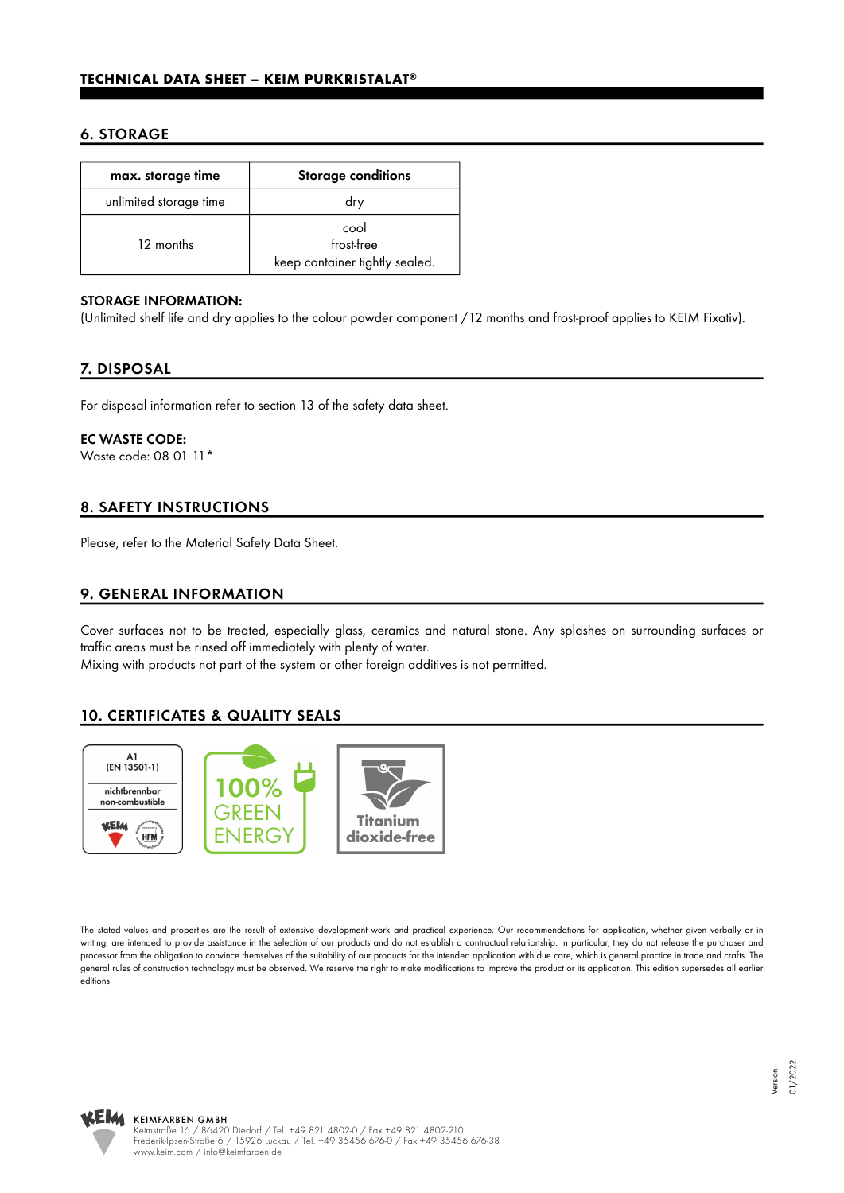## 6. STORAGE

| max. storage time | Storage conditions |
|---|---|
| unlimited storage time | dry |
| 12 months | cool<br>frost-free<br>keep container tightly sealed. |

**STORAGE INFORMATION:**
(Unlimited shelf life and dry applies to the colour powder component / 12 months and frost-proof applies to KEIM Fixativ).

## 7. DISPOSAL

For disposal information refer to section 13 of the safety data sheet.

**EC WASTE CODE:**
Waste code: 08 01 11*

## 8. SAFETY INSTRUCTIONS

Please, refer to the Material Safety Data Sheet.

## 9. GENERAL INFORMATION

Cover surfaces not to be treated, especially glass, ceramics and natural stone. Any splashes on surrounding surfaces or traffic areas must be rinsed off immediately with plenty of water.
Mixing with products not part of the system or other foreign additives is not permitted.

## 10. CERTIFICATES & QUALITY SEALS

A1
(EN 13501-1)
nichtbrennbar
non-combustible

100% GREEN ENERGY

Titanium dioxide-free

The stated values and properties are the result of extensive development work and practical experience. Our recommendations for application, whether given verbally or in writing, are intended to provide assistance in the selection of our products and do not establish a contractual relationship. In particular, they do not release the purchaser and processor from the obligation to convince themselves of the suitability of our products for the intended application with due care, which is general practice in trade and crafts. The general rules of construction technology must be observed. We reserve the right to make modifications to improve the product or its application. This edition supersedes all earlier editions.

Version 01/2022

KEIMFARBEN GMBH
Keimstraße 16 / 86420 Diedorf / Tel. +49 821 4802-0 / Fax +49 821 4802-210
Frederik-Ipsen-Straße 6 / 15926 Luckau / Tel. +49 35456 676-0 / Fax +49 35456 676-38
www.keim.com / info@keimfarben.de